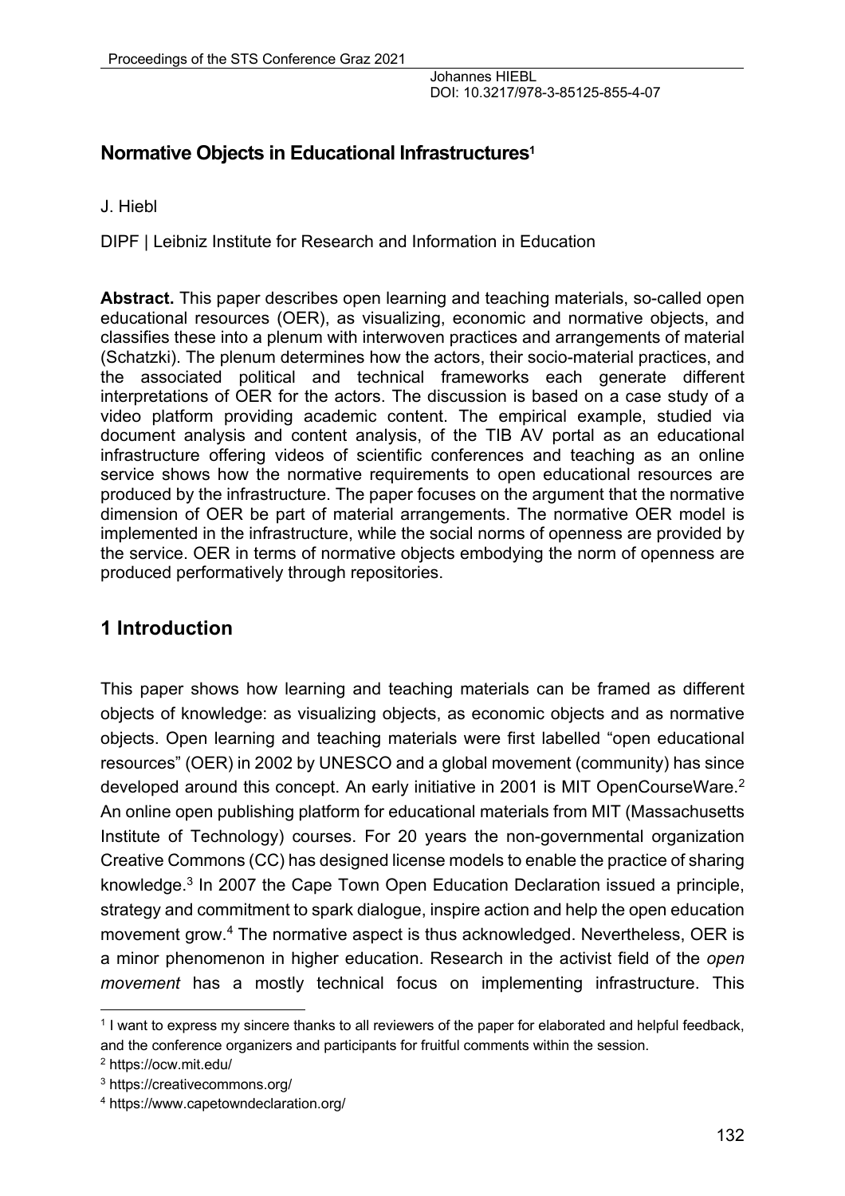Johannes HIEBL
DOI: 10.3217/978-3-85125-855-4-07

# Normative Objects in Educational Infrastructures[1]

J. Hiebl

DIPF | Leibniz Institute for Research and Information in Education

**Abstract.** This paper describes open learning and teaching materials, so-called open educational resources (OER), as visualizing, economic and normative objects, and classifies these into a plenum with interwoven practices and arrangements of material (Schatzki). The plenum determines how the actors, their socio-material practices, and the associated political and technical frameworks each generate different interpretations of OER for the actors. The discussion is based on a case study of a video platform providing academic content. The empirical example, studied via document analysis and content analysis, of the TIB AV portal as an educational infrastructure offering videos of scientific conferences and teaching as an online service shows how the normative requirements to open educational resources are produced by the infrastructure. The paper focuses on the argument that the normative dimension of OER be part of material arrangements. The normative OER model is implemented in the infrastructure, while the social norms of openness are provided by the service. OER in terms of normative objects embodying the norm of openness are produced performatively through repositories.

## 1 Introduction

This paper shows how learning and teaching materials can be framed as different objects of knowledge: as visualizing objects, as economic objects and as normative objects. Open learning and teaching materials were first labelled "open educational resources" (OER) in 2002 by UNESCO and a global movement (community) has since developed around this concept. An early initiative in 2001 is MIT OpenCourseWare.[2] An online open publishing platform for educational materials from MIT (Massachusetts Institute of Technology) courses. For 20 years the non-governmental organization Creative Commons (CC) has designed license models to enable the practice of sharing knowledge.[3] In 2007 the Cape Town Open Education Declaration issued a principle, strategy and commitment to spark dialogue, inspire action and help the open education movement grow.[4] The normative aspect is thus acknowledged. Nevertheless, OER is a minor phenomenon in higher education. Research in the activist field of the *open movement* has a mostly technical focus on implementing infrastructure. This

---

[1] I want to express my sincere thanks to all reviewers of the paper for elaborated and helpful feedback, and the conference organizers and participants for fruitful comments within the session.

[2] https://ocw.mit.edu/

[3] https://creativecommons.org/

[4] https://www.capetowndeclaration.org/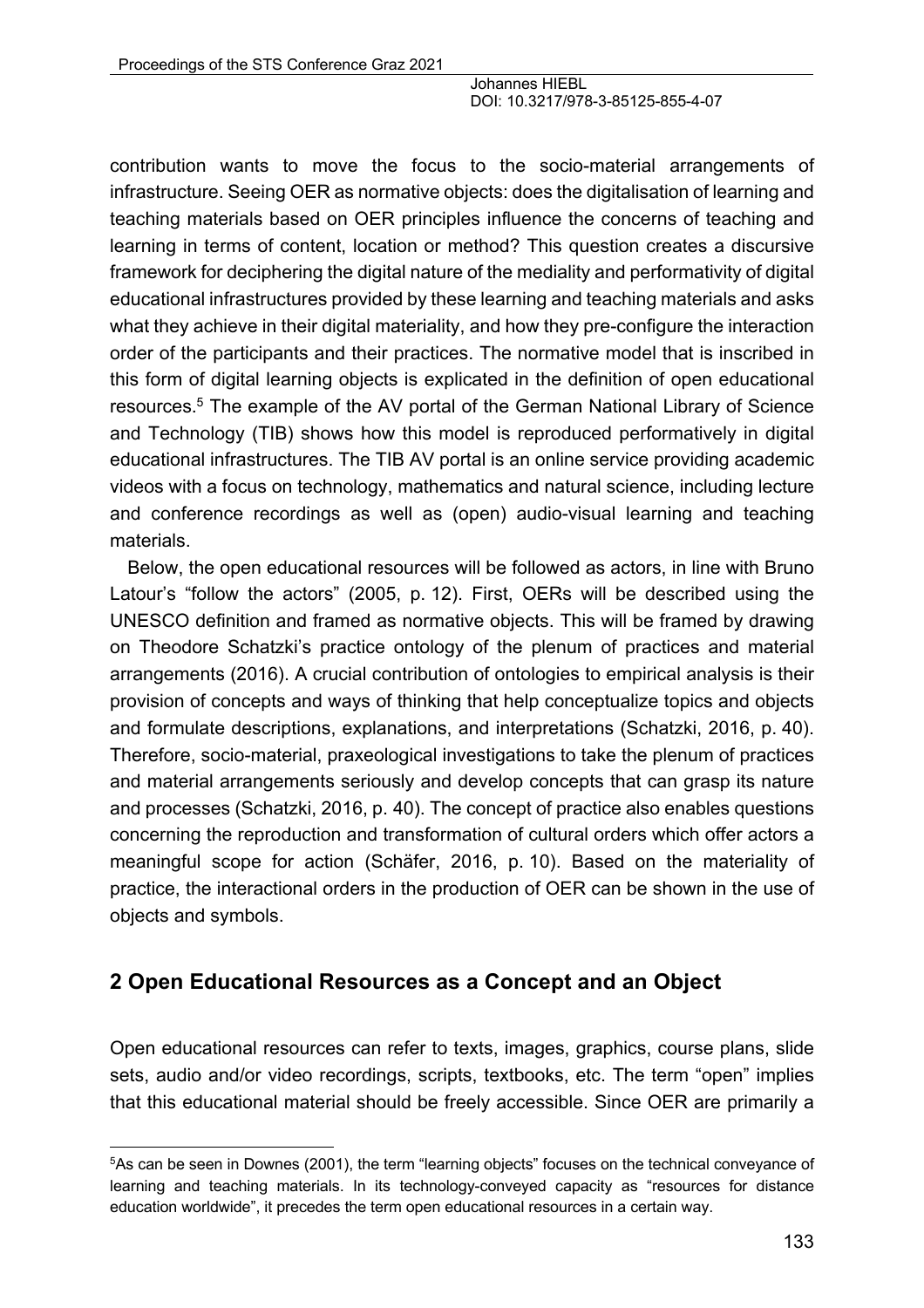contribution wants to move the focus to the socio-material arrangements of infrastructure. Seeing OER as normative objects: does the digitalisation of learning and teaching materials based on OER principles influence the concerns of teaching and learning in terms of content, location or method? This question creates a discursive framework for deciphering the digital nature of the mediality and performativity of digital educational infrastructures provided by these learning and teaching materials and asks what they achieve in their digital materiality, and how they pre-configure the interaction order of the participants and their practices. The normative model that is inscribed in this form of digital learning objects is explicated in the definition of open educational resources.[5] The example of the AV portal of the German National Library of Science and Technology (TIB) shows how this model is reproduced performatively in digital educational infrastructures. The TIB AV portal is an online service providing academic videos with a focus on technology, mathematics and natural science, including lecture and conference recordings as well as (open) audio-visual learning and teaching materials.

Below, the open educational resources will be followed as actors, in line with Bruno Latour's "follow the actors" (2005, p. 12). First, OERs will be described using the UNESCO definition and framed as normative objects. This will be framed by drawing on Theodore Schatzki's practice ontology of the plenum of practices and material arrangements (2016). A crucial contribution of ontologies to empirical analysis is their provision of concepts and ways of thinking that help conceptualize topics and objects and formulate descriptions, explanations, and interpretations (Schatzki, 2016, p. 40). Therefore, socio-material, praxeological investigations to take the plenum of practices and material arrangements seriously and develop concepts that can grasp its nature and processes (Schatzki, 2016, p. 40). The concept of practice also enables questions concerning the reproduction and transformation of cultural orders which offer actors a meaningful scope for action (Schäfer, 2016, p. 10). Based on the materiality of practice, the interactional orders in the production of OER can be shown in the use of objects and symbols.

## 2 Open Educational Resources as a Concept and an Object

Open educational resources can refer to texts, images, graphics, course plans, slide sets, audio and/or video recordings, scripts, textbooks, etc. The term "open" implies that this educational material should be freely accessible. Since OER are primarily a

[5] As can be seen in Downes (2001), the term "learning objects" focuses on the technical conveyance of learning and teaching materials. In its technology-conveyed capacity as "resources for distance education worldwide", it precedes the term open educational resources in a certain way.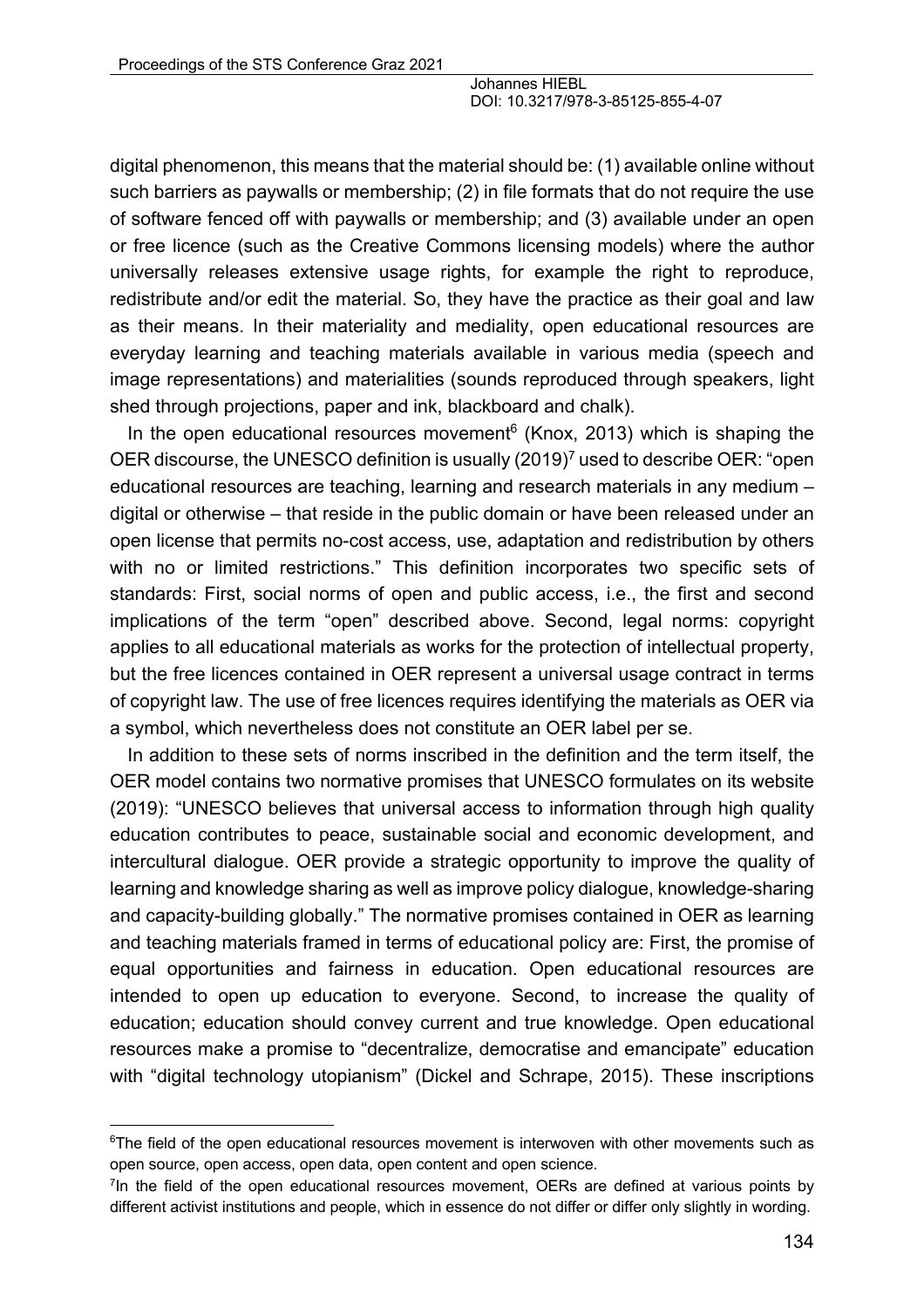digital phenomenon, this means that the material should be: (1) available online without such barriers as paywalls or membership; (2) in file formats that do not require the use of software fenced off with paywalls or membership; and (3) available under an open or free licence (such as the Creative Commons licensing models) where the author universally releases extensive usage rights, for example the right to reproduce, redistribute and/or edit the material. So, they have the practice as their goal and law as their means. In their materiality and mediality, open educational resources are everyday learning and teaching materials available in various media (speech and image representations) and materialities (sounds reproduced through speakers, light shed through projections, paper and ink, blackboard and chalk).

In the open educational resources movement[6] (Knox, 2013) which is shaping the OER discourse, the UNESCO definition is usually (2019)[7] used to describe OER: "open educational resources are teaching, learning and research materials in any medium – digital or otherwise – that reside in the public domain or have been released under an open license that permits no-cost access, use, adaptation and redistribution by others with no or limited restrictions." This definition incorporates two specific sets of standards: First, social norms of open and public access, i.e., the first and second implications of the term "open" described above. Second, legal norms: copyright applies to all educational materials as works for the protection of intellectual property, but the free licences contained in OER represent a universal usage contract in terms of copyright law. The use of free licences requires identifying the materials as OER via a symbol, which nevertheless does not constitute an OER label per se.

In addition to these sets of norms inscribed in the definition and the term itself, the OER model contains two normative promises that UNESCO formulates on its website (2019): "UNESCO believes that universal access to information through high quality education contributes to peace, sustainable social and economic development, and intercultural dialogue. OER provide a strategic opportunity to improve the quality of learning and knowledge sharing as well as improve policy dialogue, knowledge-sharing and capacity-building globally." The normative promises contained in OER as learning and teaching materials framed in terms of educational policy are: First, the promise of equal opportunities and fairness in education. Open educational resources are intended to open up education to everyone. Second, to increase the quality of education; education should convey current and true knowledge. Open educational resources make a promise to "decentralize, democratise and emancipate" education with "digital technology utopianism" (Dickel and Schrape, 2015). These inscriptions

[6]The field of the open educational resources movement is interwoven with other movements such as open source, open access, open data, open content and open science.

[7]In the field of the open educational resources movement, OERs are defined at various points by different activist institutions and people, which in essence do not differ or differ only slightly in wording.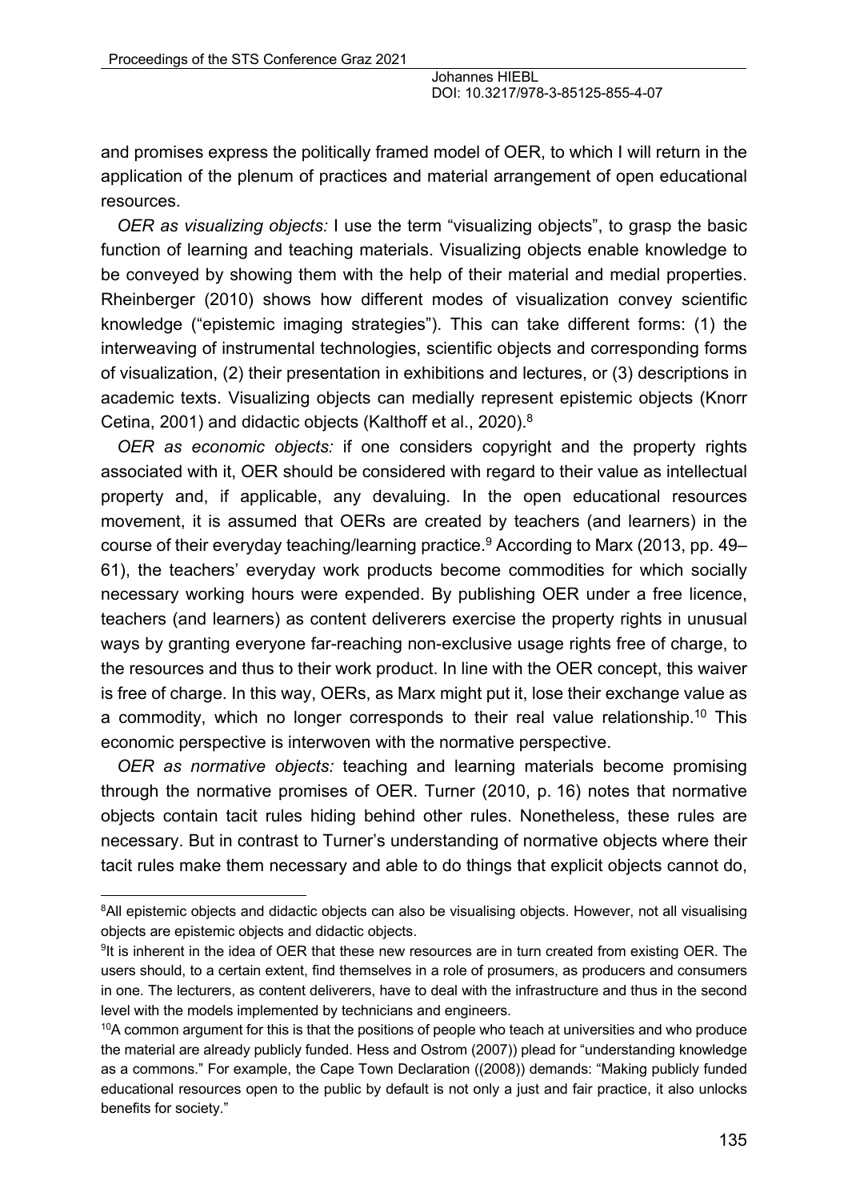and promises express the politically framed model of OER, to which I will return in the application of the plenum of practices and material arrangement of open educational resources.

*OER as visualizing objects:* I use the term "visualizing objects", to grasp the basic function of learning and teaching materials. Visualizing objects enable knowledge to be conveyed by showing them with the help of their material and medial properties. Rheinberger (2010) shows how different modes of visualization convey scientific knowledge ("epistemic imaging strategies"). This can take different forms: (1) the interweaving of instrumental technologies, scientific objects and corresponding forms of visualization, (2) their presentation in exhibitions and lectures, or (3) descriptions in academic texts. Visualizing objects can medially represent epistemic objects (Knorr Cetina, 2001) and didactic objects (Kalthoff et al., 2020).[8]

*OER as economic objects:* if one considers copyright and the property rights associated with it, OER should be considered with regard to their value as intellectual property and, if applicable, any devaluing. In the open educational resources movement, it is assumed that OERs are created by teachers (and learners) in the course of their everyday teaching/learning practice.[9] According to Marx (2013, pp. 49–61), the teachers' everyday work products become commodities for which socially necessary working hours were expended. By publishing OER under a free licence, teachers (and learners) as content deliverers exercise the property rights in unusual ways by granting everyone far-reaching non-exclusive usage rights free of charge, to the resources and thus to their work product. In line with the OER concept, this waiver is free of charge. In this way, OERs, as Marx might put it, lose their exchange value as a commodity, which no longer corresponds to their real value relationship.[10] This economic perspective is interwoven with the normative perspective.

*OER as normative objects:* teaching and learning materials become promising through the normative promises of OER. Turner (2010, p. 16) notes that normative objects contain tacit rules hiding behind other rules. Nonetheless, these rules are necessary. But in contrast to Turner's understanding of normative objects where their tacit rules make them necessary and able to do things that explicit objects cannot do,

---

[8]All epistemic objects and didactic objects can also be visualising objects. However, not all visualising objects are epistemic objects and didactic objects.

[9]It is inherent in the idea of OER that these new resources are in turn created from existing OER. The users should, to a certain extent, find themselves in a role of prosumers, as producers and consumers in one. The lecturers, as content deliverers, have to deal with the infrastructure and thus in the second level with the models implemented by technicians and engineers.

[10]A common argument for this is that the positions of people who teach at universities and who produce the material are already publicly funded. Hess and Ostrom (2007)) plead for "understanding knowledge as a commons." For example, the Cape Town Declaration ((2008)) demands: "Making publicly funded educational resources open to the public by default is not only a just and fair practice, it also unlocks benefits for society."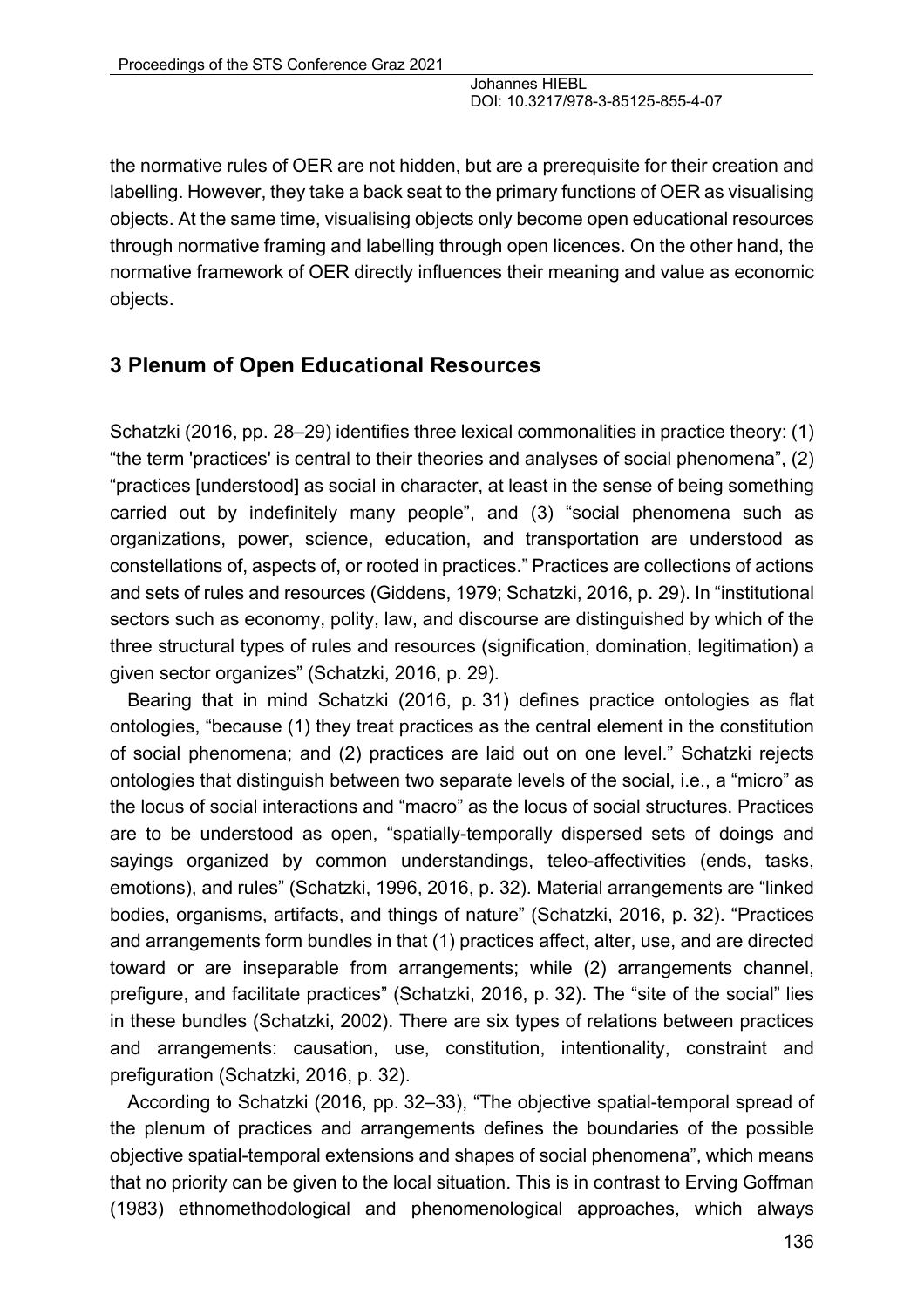the normative rules of OER are not hidden, but are a prerequisite for their creation and labelling. However, they take a back seat to the primary functions of OER as visualising objects. At the same time, visualising objects only become open educational resources through normative framing and labelling through open licences. On the other hand, the normative framework of OER directly influences their meaning and value as economic objects.

## 3 Plenum of Open Educational Resources

Schatzki (2016, pp. 28–29) identifies three lexical commonalities in practice theory: (1) “the term 'practices' is central to their theories and analyses of social phenomena”, (2) “practices [understood] as social in character, at least in the sense of being something carried out by indefinitely many people”, and (3) “social phenomena such as organizations, power, science, education, and transportation are understood as constellations of, aspects of, or rooted in practices.” Practices are collections of actions and sets of rules and resources (Giddens, 1979; Schatzki, 2016, p. 29). In “institutional sectors such as economy, polity, law, and discourse are distinguished by which of the three structural types of rules and resources (signification, domination, legitimation) a given sector organizes” (Schatzki, 2016, p. 29).

Bearing that in mind Schatzki (2016, p. 31) defines practice ontologies as flat ontologies, “because (1) they treat practices as the central element in the constitution of social phenomena; and (2) practices are laid out on one level.” Schatzki rejects ontologies that distinguish between two separate levels of the social, i.e., a “micro” as the locus of social interactions and “macro” as the locus of social structures. Practices are to be understood as open, “spatially-temporally dispersed sets of doings and sayings organized by common understandings, teleo-affectivities (ends, tasks, emotions), and rules” (Schatzki, 1996, 2016, p. 32). Material arrangements are “linked bodies, organisms, artifacts, and things of nature” (Schatzki, 2016, p. 32). “Practices and arrangements form bundles in that (1) practices affect, alter, use, and are directed toward or are inseparable from arrangements; while (2) arrangements channel, prefigure, and facilitate practices” (Schatzki, 2016, p. 32). The “site of the social” lies in these bundles (Schatzki, 2002). There are six types of relations between practices and arrangements: causation, use, constitution, intentionality, constraint and prefiguration (Schatzki, 2016, p. 32).

According to Schatzki (2016, pp. 32–33), “The objective spatial-temporal spread of the plenum of practices and arrangements defines the boundaries of the possible objective spatial-temporal extensions and shapes of social phenomena”, which means that no priority can be given to the local situation. This is in contrast to Erving Goffman (1983) ethnomethodological and phenomenological approaches, which always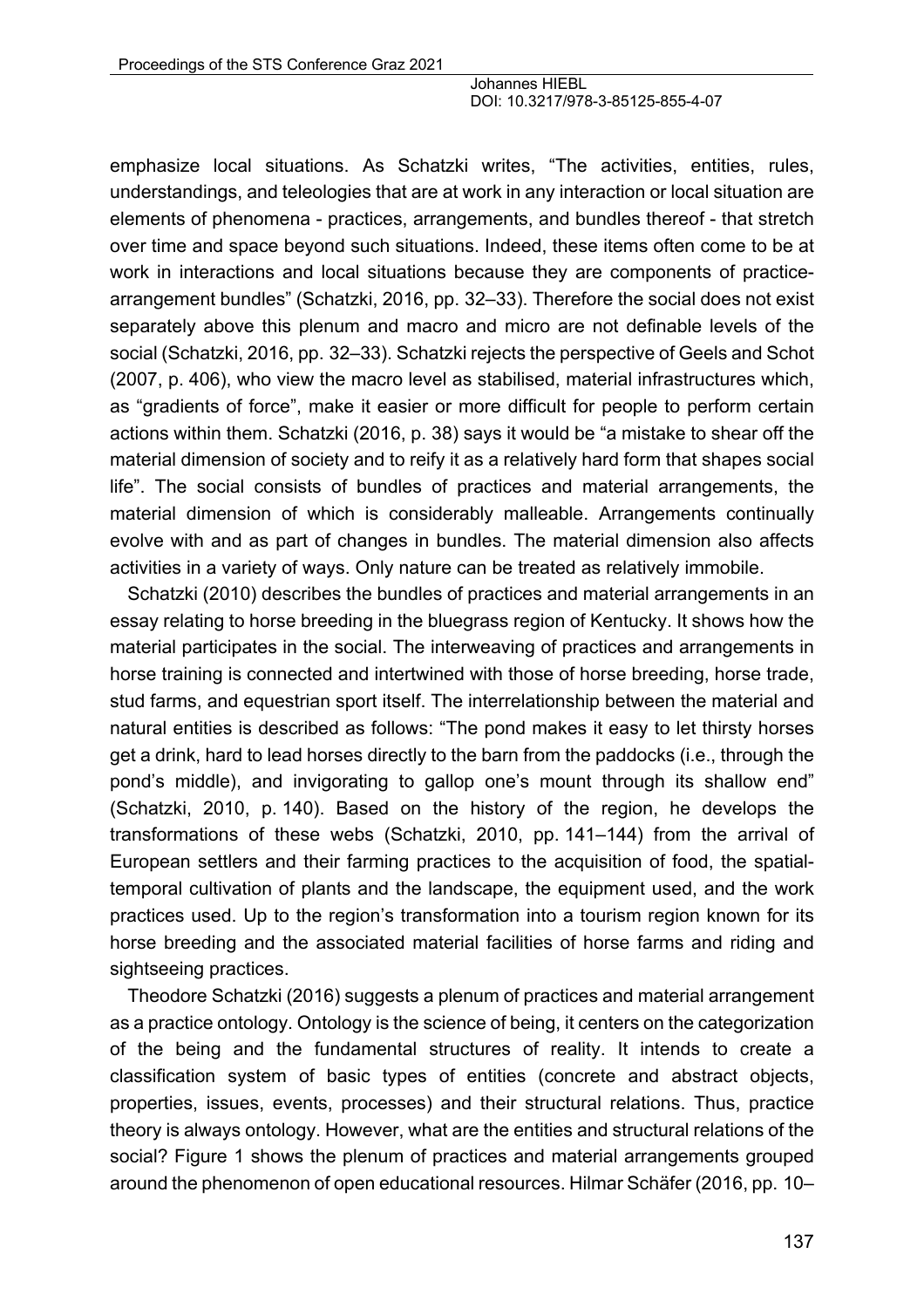emphasize local situations. As Schatzki writes, "The activities, entities, rules, understandings, and teleologies that are at work in any interaction or local situation are elements of phenomena - practices, arrangements, and bundles thereof - that stretch over time and space beyond such situations. Indeed, these items often come to be at work in interactions and local situations because they are components of practice-arrangement bundles" (Schatzki, 2016, pp. 32–33). Therefore the social does not exist separately above this plenum and macro and micro are not definable levels of the social (Schatzki, 2016, pp. 32–33). Schatzki rejects the perspective of Geels and Schot (2007, p. 406), who view the macro level as stabilised, material infrastructures which, as "gradients of force", make it easier or more difficult for people to perform certain actions within them. Schatzki (2016, p. 38) says it would be "a mistake to shear off the material dimension of society and to reify it as a relatively hard form that shapes social life". The social consists of bundles of practices and material arrangements, the material dimension of which is considerably malleable. Arrangements continually evolve with and as part of changes in bundles. The material dimension also affects activities in a variety of ways. Only nature can be treated as relatively immobile.

Schatzki (2010) describes the bundles of practices and material arrangements in an essay relating to horse breeding in the bluegrass region of Kentucky. It shows how the material participates in the social. The interweaving of practices and arrangements in horse training is connected and intertwined with those of horse breeding, horse trade, stud farms, and equestrian sport itself. The interrelationship between the material and natural entities is described as follows: "The pond makes it easy to let thirsty horses get a drink, hard to lead horses directly to the barn from the paddocks (i.e., through the pond's middle), and invigorating to gallop one's mount through its shallow end" (Schatzki, 2010, p. 140). Based on the history of the region, he develops the transformations of these webs (Schatzki, 2010, pp. 141–144) from the arrival of European settlers and their farming practices to the acquisition of food, the spatial-temporal cultivation of plants and the landscape, the equipment used, and the work practices used. Up to the region's transformation into a tourism region known for its horse breeding and the associated material facilities of horse farms and riding and sightseeing practices.

Theodore Schatzki (2016) suggests a plenum of practices and material arrangement as a practice ontology. Ontology is the science of being, it centers on the categorization of the being and the fundamental structures of reality. It intends to create a classification system of basic types of entities (concrete and abstract objects, properties, issues, events, processes) and their structural relations. Thus, practice theory is always ontology. However, what are the entities and structural relations of the social? Figure 1 shows the plenum of practices and material arrangements grouped around the phenomenon of open educational resources. Hilmar Schäfer (2016, pp. 10–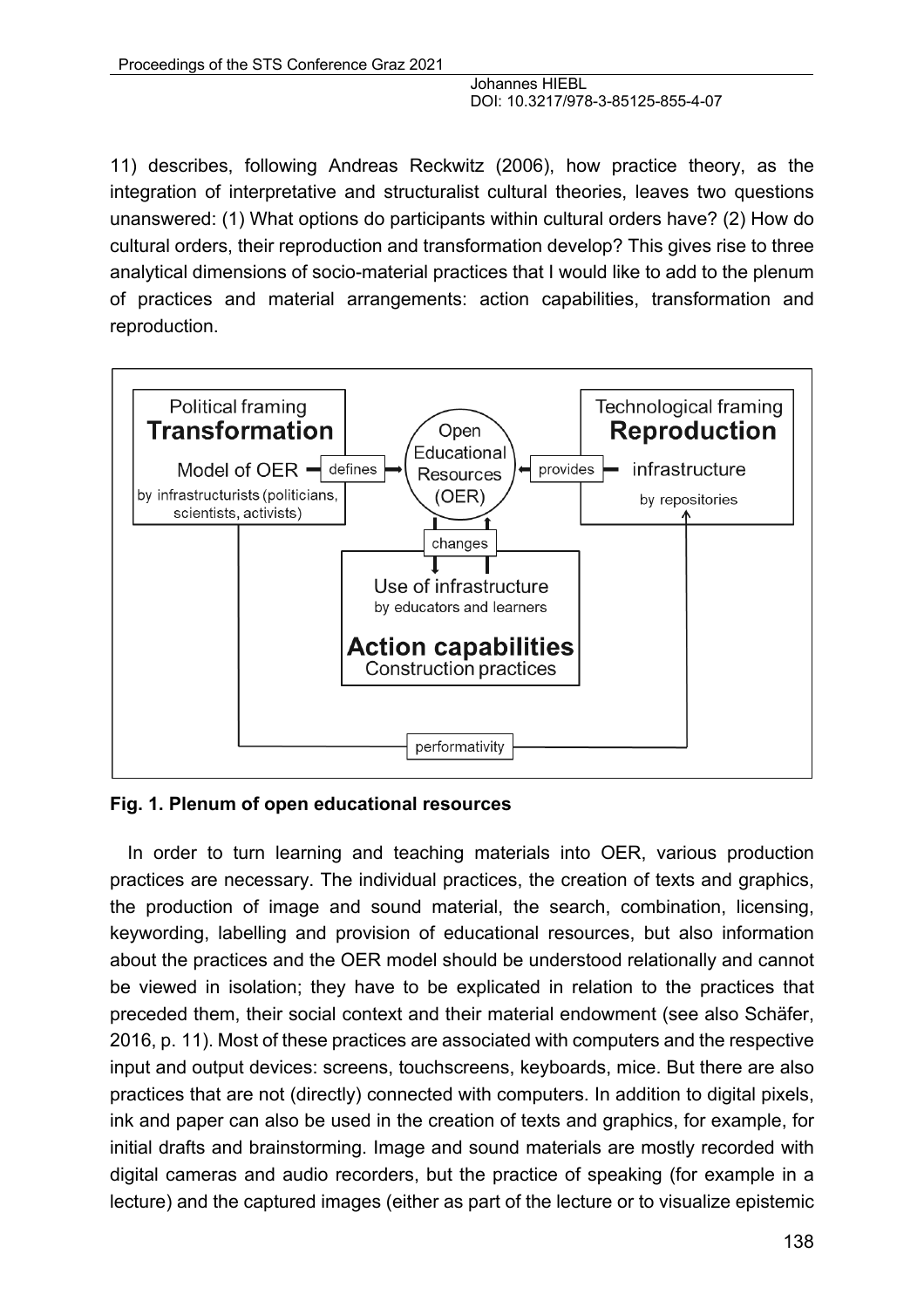11) describes, following Andreas Reckwitz (2006), how practice theory, as the integration of interpretative and structuralist cultural theories, leaves two questions unanswered: (1) What options do participants within cultural orders have? (2) How do cultural orders, their reproduction and transformation develop? This gives rise to three analytical dimensions of socio-material practices that I would like to add to the plenum of practices and material arrangements: action capabilities, transformation and reproduction.

Political framing
**Transformation**
Model of OER
by infrastructurists (politicians, scientists, activists)

defines

Open Educational Resources (OER)

provides

Technological framing
**Reproduction**
infrastructure
by repositories

changes

Use of infrastructure
by educators and learners
**Action capabilities**
Construction practices

performativity

**Fig. 1. Plenum of open educational resources**

In order to turn learning and teaching materials into OER, various production practices are necessary. The individual practices, the creation of texts and graphics, the production of image and sound material, the search, combination, licensing, keywording, labelling and provision of educational resources, but also information about the practices and the OER model should be understood relationally and cannot be viewed in isolation; they have to be explicated in relation to the practices that preceded them, their social context and their material endowment (see also Schäfer, 2016, p. 11). Most of these practices are associated with computers and the respective input and output devices: screens, touchscreens, keyboards, mice. But there are also practices that are not (directly) connected with computers. In addition to digital pixels, ink and paper can also be used in the creation of texts and graphics, for example, for initial drafts and brainstorming. Image and sound materials are mostly recorded with digital cameras and audio recorders, but the practice of speaking (for example in a lecture) and the captured images (either as part of the lecture or to visualize epistemic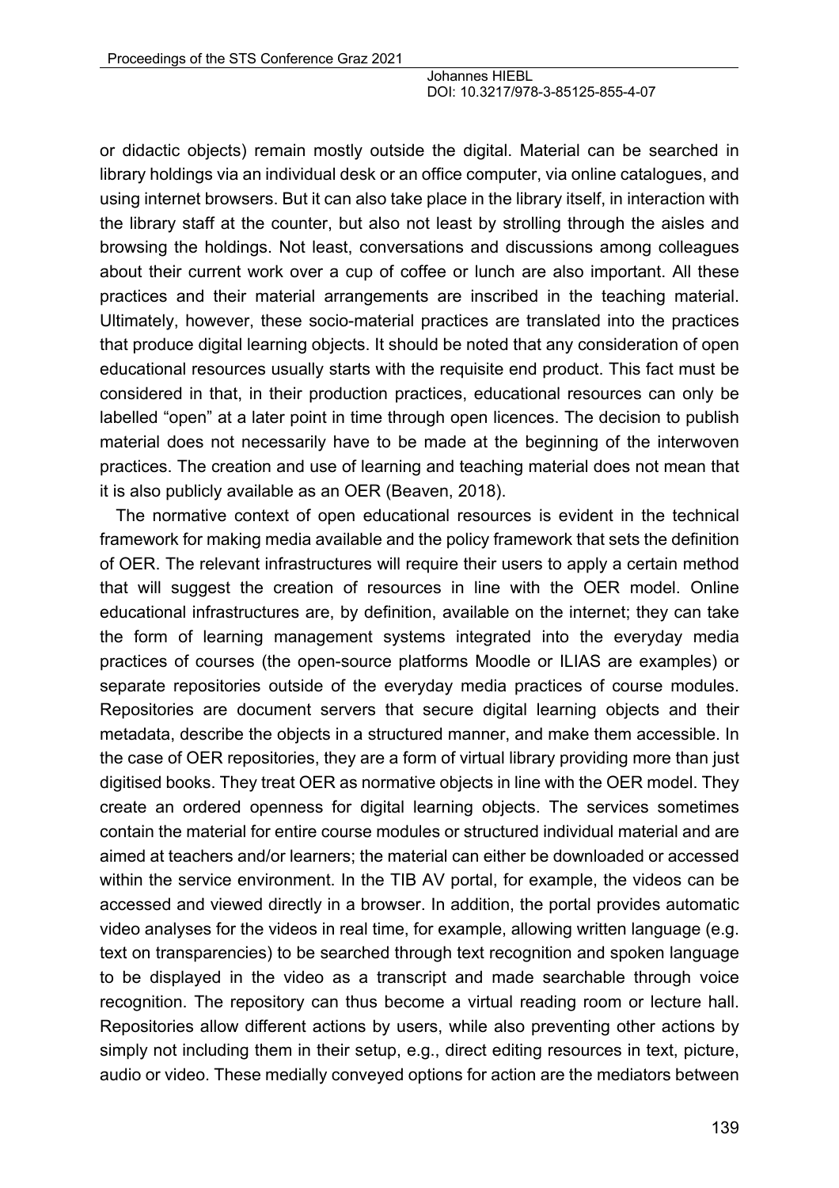or didactic objects) remain mostly outside the digital. Material can be searched in library holdings via an individual desk or an office computer, via online catalogues, and using internet browsers. But it can also take place in the library itself, in interaction with the library staff at the counter, but also not least by strolling through the aisles and browsing the holdings. Not least, conversations and discussions among colleagues about their current work over a cup of coffee or lunch are also important. All these practices and their material arrangements are inscribed in the teaching material. Ultimately, however, these socio-material practices are translated into the practices that produce digital learning objects. It should be noted that any consideration of open educational resources usually starts with the requisite end product. This fact must be considered in that, in their production practices, educational resources can only be labelled "open" at a later point in time through open licences. The decision to publish material does not necessarily have to be made at the beginning of the interwoven practices. The creation and use of learning and teaching material does not mean that it is also publicly available as an OER (Beaven, 2018).

The normative context of open educational resources is evident in the technical framework for making media available and the policy framework that sets the definition of OER. The relevant infrastructures will require their users to apply a certain method that will suggest the creation of resources in line with the OER model. Online educational infrastructures are, by definition, available on the internet; they can take the form of learning management systems integrated into the everyday media practices of courses (the open-source platforms Moodle or ILIAS are examples) or separate repositories outside of the everyday media practices of course modules. Repositories are document servers that secure digital learning objects and their metadata, describe the objects in a structured manner, and make them accessible. In the case of OER repositories, they are a form of virtual library providing more than just digitised books. They treat OER as normative objects in line with the OER model. They create an ordered openness for digital learning objects. The services sometimes contain the material for entire course modules or structured individual material and are aimed at teachers and/or learners; the material can either be downloaded or accessed within the service environment. In the TIB AV portal, for example, the videos can be accessed and viewed directly in a browser. In addition, the portal provides automatic video analyses for the videos in real time, for example, allowing written language (e.g. text on transparencies) to be searched through text recognition and spoken language to be displayed in the video as a transcript and made searchable through voice recognition. The repository can thus become a virtual reading room or lecture hall. Repositories allow different actions by users, while also preventing other actions by simply not including them in their setup, e.g., direct editing resources in text, picture, audio or video. These medially conveyed options for action are the mediators between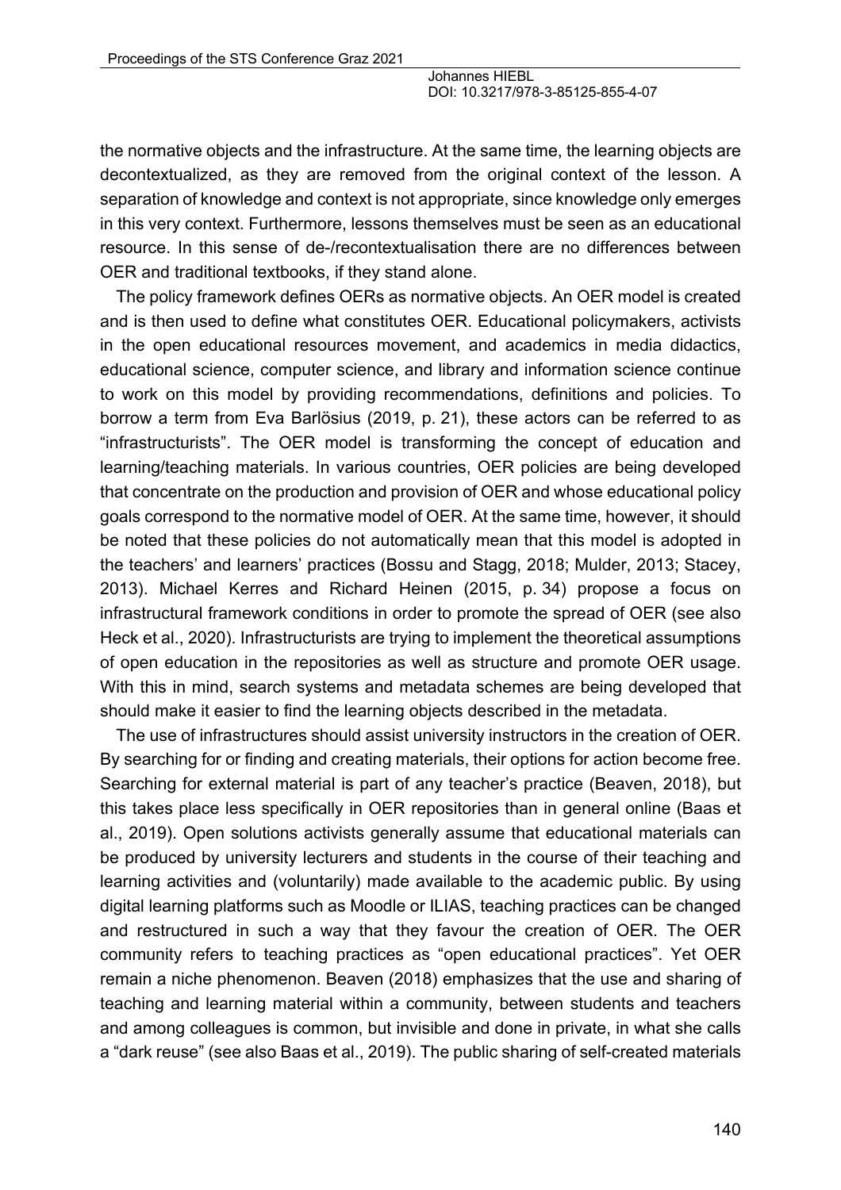the normative objects and the infrastructure. At the same time, the learning objects are decontextualized, as they are removed from the original context of the lesson. A separation of knowledge and context is not appropriate, since knowledge only emerges in this very context. Furthermore, lessons themselves must be seen as an educational resource. In this sense of de-/recontextualisation there are no differences between OER and traditional textbooks, if they stand alone.

The policy framework defines OERs as normative objects. An OER model is created and is then used to define what constitutes OER. Educational policymakers, activists in the open educational resources movement, and academics in media didactics, educational science, computer science, and library and information science continue to work on this model by providing recommendations, definitions and policies. To borrow a term from Eva Barlösius (2019, p. 21), these actors can be referred to as "infrastructurists". The OER model is transforming the concept of education and learning/teaching materials. In various countries, OER policies are being developed that concentrate on the production and provision of OER and whose educational policy goals correspond to the normative model of OER. At the same time, however, it should be noted that these policies do not automatically mean that this model is adopted in the teachers' and learners' practices (Bossu and Stagg, 2018; Mulder, 2013; Stacey, 2013). Michael Kerres and Richard Heinen (2015, p. 34) propose a focus on infrastructural framework conditions in order to promote the spread of OER (see also Heck et al., 2020). Infrastructurists are trying to implement the theoretical assumptions of open education in the repositories as well as structure and promote OER usage. With this in mind, search systems and metadata schemes are being developed that should make it easier to find the learning objects described in the metadata.

The use of infrastructures should assist university instructors in the creation of OER. By searching for or finding and creating materials, their options for action become free. Searching for external material is part of any teacher's practice (Beaven, 2018), but this takes place less specifically in OER repositories than in general online (Baas et al., 2019). Open solutions activists generally assume that educational materials can be produced by university lecturers and students in the course of their teaching and learning activities and (voluntarily) made available to the academic public. By using digital learning platforms such as Moodle or ILIAS, teaching practices can be changed and restructured in such a way that they favour the creation of OER. The OER community refers to teaching practices as "open educational practices". Yet OER remain a niche phenomenon. Beaven (2018) emphasizes that the use and sharing of teaching and learning material within a community, between students and teachers and among colleagues is common, but invisible and done in private, in what she calls a "dark reuse" (see also Baas et al., 2019). The public sharing of self-created materials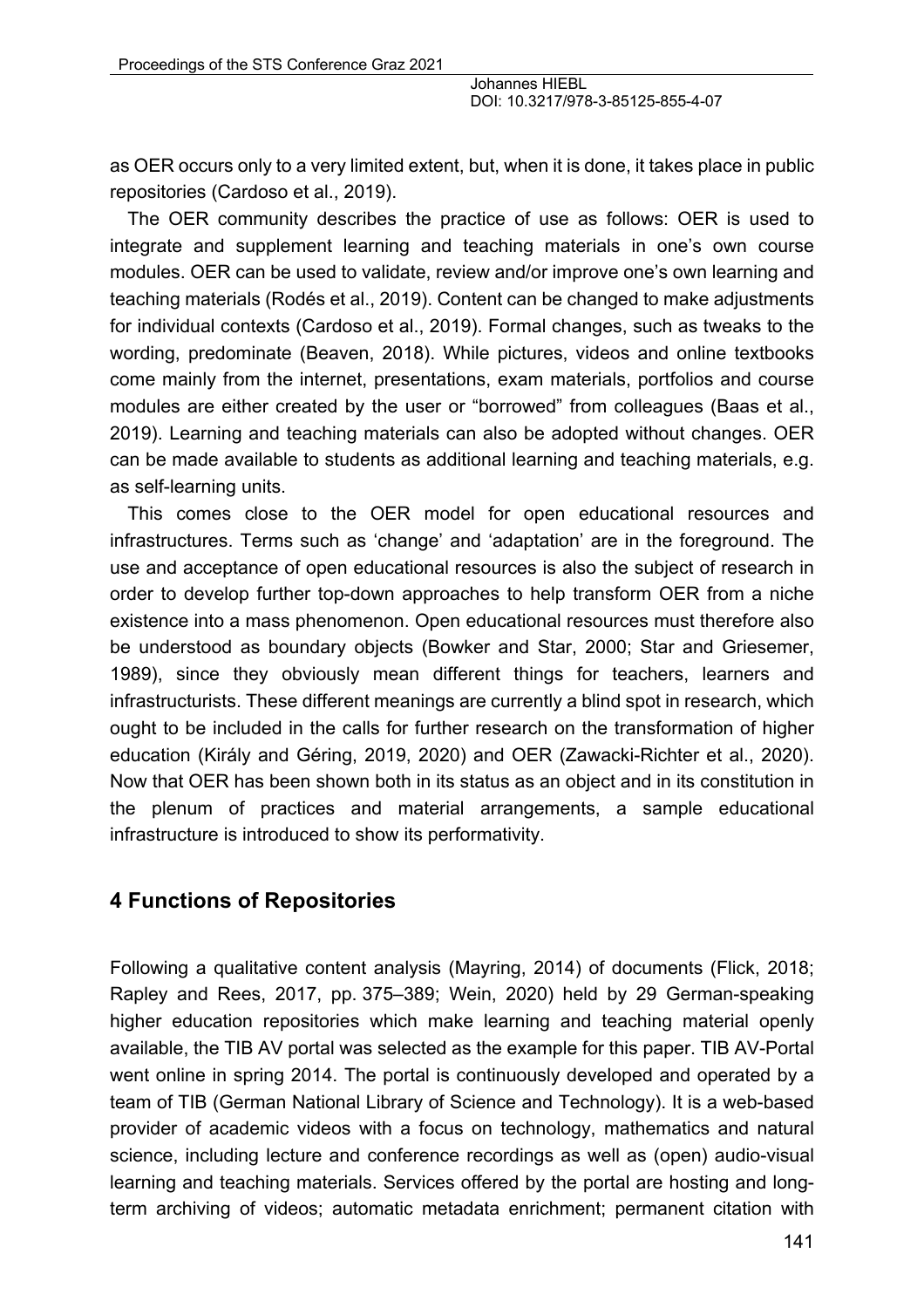as OER occurs only to a very limited extent, but, when it is done, it takes place in public repositories (Cardoso et al., 2019).

The OER community describes the practice of use as follows: OER is used to integrate and supplement learning and teaching materials in one's own course modules. OER can be used to validate, review and/or improve one's own learning and teaching materials (Rodés et al., 2019). Content can be changed to make adjustments for individual contexts (Cardoso et al., 2019). Formal changes, such as tweaks to the wording, predominate (Beaven, 2018). While pictures, videos and online textbooks come mainly from the internet, presentations, exam materials, portfolios and course modules are either created by the user or "borrowed" from colleagues (Baas et al., 2019). Learning and teaching materials can also be adopted without changes. OER can be made available to students as additional learning and teaching materials, e.g. as self-learning units.

This comes close to the OER model for open educational resources and infrastructures. Terms such as 'change' and 'adaptation' are in the foreground. The use and acceptance of open educational resources is also the subject of research in order to develop further top-down approaches to help transform OER from a niche existence into a mass phenomenon. Open educational resources must therefore also be understood as boundary objects (Bowker and Star, 2000; Star and Griesemer, 1989), since they obviously mean different things for teachers, learners and infrastructurists. These different meanings are currently a blind spot in research, which ought to be included in the calls for further research on the transformation of higher education (Király and Géring, 2019, 2020) and OER (Zawacki-Richter et al., 2020). Now that OER has been shown both in its status as an object and in its constitution in the plenum of practices and material arrangements, a sample educational infrastructure is introduced to show its performativity.

## 4 Functions of Repositories

Following a qualitative content analysis (Mayring, 2014) of documents (Flick, 2018; Rapley and Rees, 2017, pp. 375–389; Wein, 2020) held by 29 German-speaking higher education repositories which make learning and teaching material openly available, the TIB AV portal was selected as the example for this paper. TIB AV-Portal went online in spring 2014. The portal is continuously developed and operated by a team of TIB (German National Library of Science and Technology). It is a web-based provider of academic videos with a focus on technology, mathematics and natural science, including lecture and conference recordings as well as (open) audio-visual learning and teaching materials. Services offered by the portal are hosting and long-term archiving of videos; automatic metadata enrichment; permanent citation with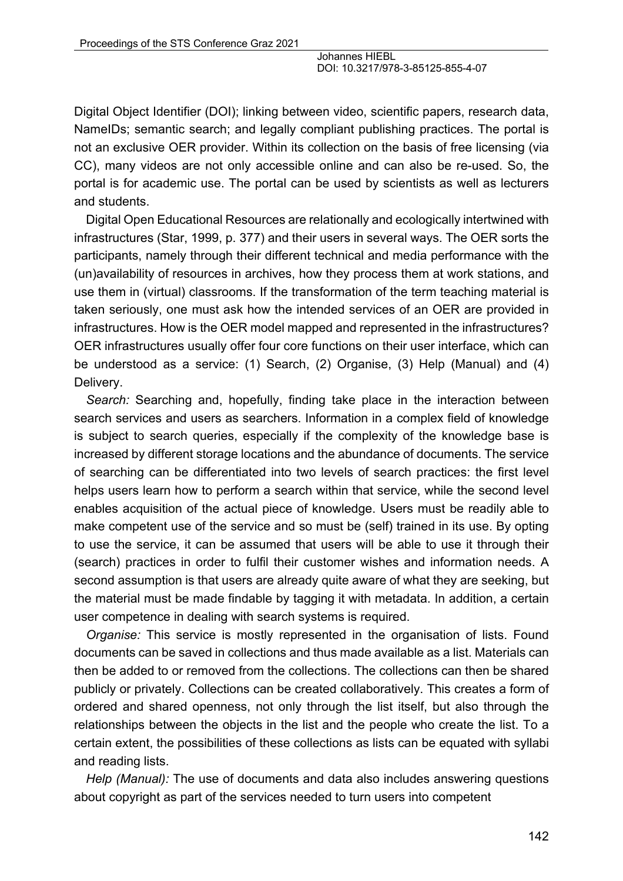Digital Object Identifier (DOI); linking between video, scientific papers, research data, NameIDs; semantic search; and legally compliant publishing practices. The portal is not an exclusive OER provider. Within its collection on the basis of free licensing (via CC), many videos are not only accessible online and can also be re-used. So, the portal is for academic use. The portal can be used by scientists as well as lecturers and students.

Digital Open Educational Resources are relationally and ecologically intertwined with infrastructures (Star, 1999, p. 377) and their users in several ways. The OER sorts the participants, namely through their different technical and media performance with the (un)availability of resources in archives, how they process them at work stations, and use them in (virtual) classrooms. If the transformation of the term teaching material is taken seriously, one must ask how the intended services of an OER are provided in infrastructures. How is the OER model mapped and represented in the infrastructures? OER infrastructures usually offer four core functions on their user interface, which can be understood as a service: (1) Search, (2) Organise, (3) Help (Manual) and (4) Delivery.

*Search:* Searching and, hopefully, finding take place in the interaction between search services and users as searchers. Information in a complex field of knowledge is subject to search queries, especially if the complexity of the knowledge base is increased by different storage locations and the abundance of documents. The service of searching can be differentiated into two levels of search practices: the first level helps users learn how to perform a search within that service, while the second level enables acquisition of the actual piece of knowledge. Users must be readily able to make competent use of the service and so must be (self) trained in its use. By opting to use the service, it can be assumed that users will be able to use it through their (search) practices in order to fulfil their customer wishes and information needs. A second assumption is that users are already quite aware of what they are seeking, but the material must be made findable by tagging it with metadata. In addition, a certain user competence in dealing with search systems is required.

*Organise:* This service is mostly represented in the organisation of lists. Found documents can be saved in collections and thus made available as a list. Materials can then be added to or removed from the collections. The collections can then be shared publicly or privately. Collections can be created collaboratively. This creates a form of ordered and shared openness, not only through the list itself, but also through the relationships between the objects in the list and the people who create the list. To a certain extent, the possibilities of these collections as lists can be equated with syllabi and reading lists.

*Help (Manual):* The use of documents and data also includes answering questions about copyright as part of the services needed to turn users into competent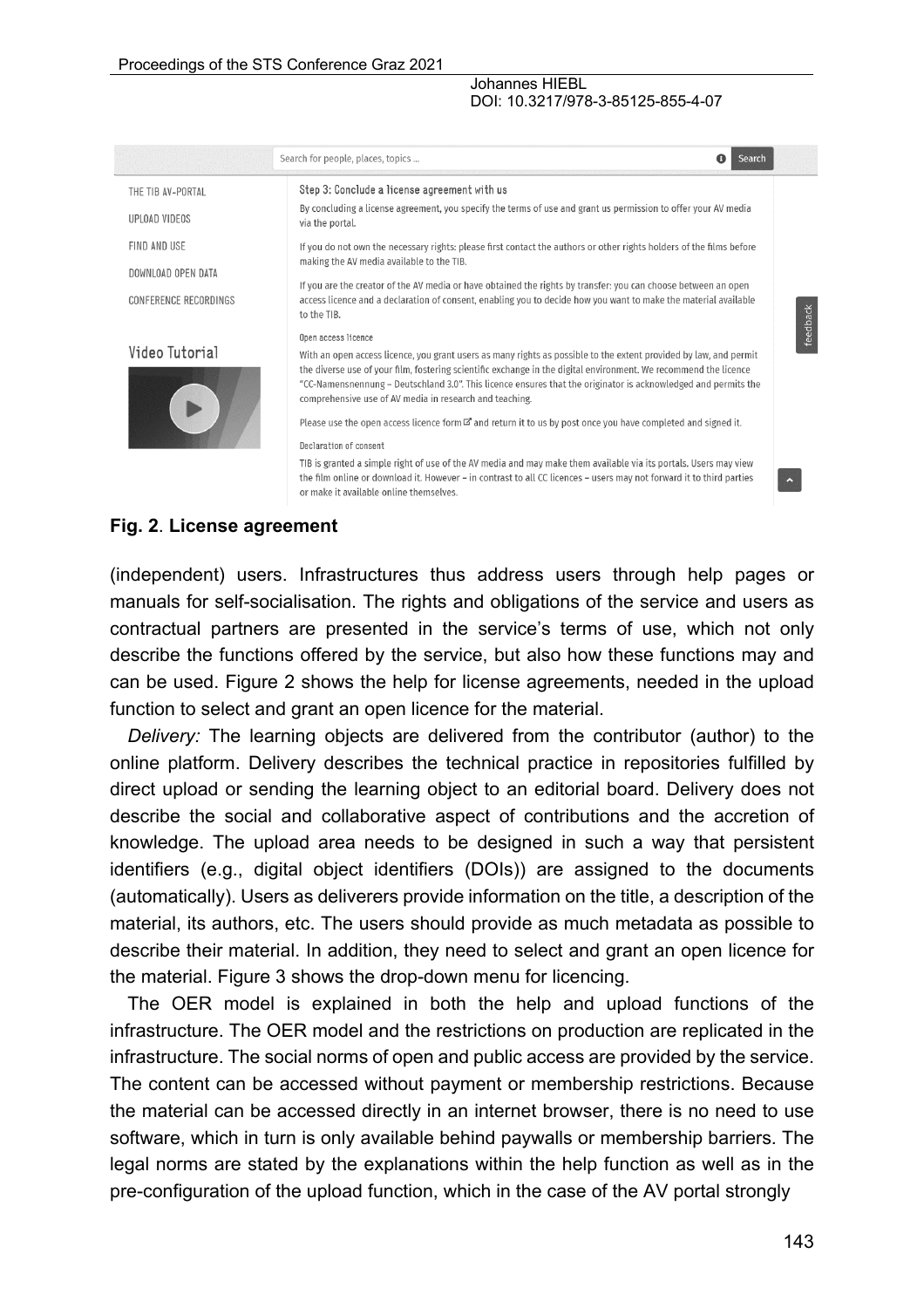Fig. 2. **License agreement**

(independent) users. Infrastructures thus address users through help pages or manuals for self-socialisation. The rights and obligations of the service and users as contractual partners are presented in the service's terms of use, which not only describe the functions offered by the service, but also how these functions may and can be used. Figure 2 shows the help for license agreements, needed in the upload function to select and grant an open licence for the material.

*Delivery:* The learning objects are delivered from the contributor (author) to the online platform. Delivery describes the technical practice in repositories fulfilled by direct upload or sending the learning object to an editorial board. Delivery does not describe the social and collaborative aspect of contributions and the accretion of knowledge. The upload area needs to be designed in such a way that persistent identifiers (e.g., digital object identifiers (DOIs)) are assigned to the documents (automatically). Users as deliverers provide information on the title, a description of the material, its authors, etc. The users should provide as much metadata as possible to describe their material. In addition, they need to select and grant an open licence for the material. Figure 3 shows the drop-down menu for licencing.

The OER model is explained in both the help and upload functions of the infrastructure. The OER model and the restrictions on production are replicated in the infrastructure. The social norms of open and public access are provided by the service. The content can be accessed without payment or membership restrictions. Because the material can be accessed directly in an internet browser, there is no need to use software, which in turn is only available behind paywalls or membership barriers. The legal norms are stated by the explanations within the help function as well as in the pre-configuration of the upload function, which in the case of the AV portal strongly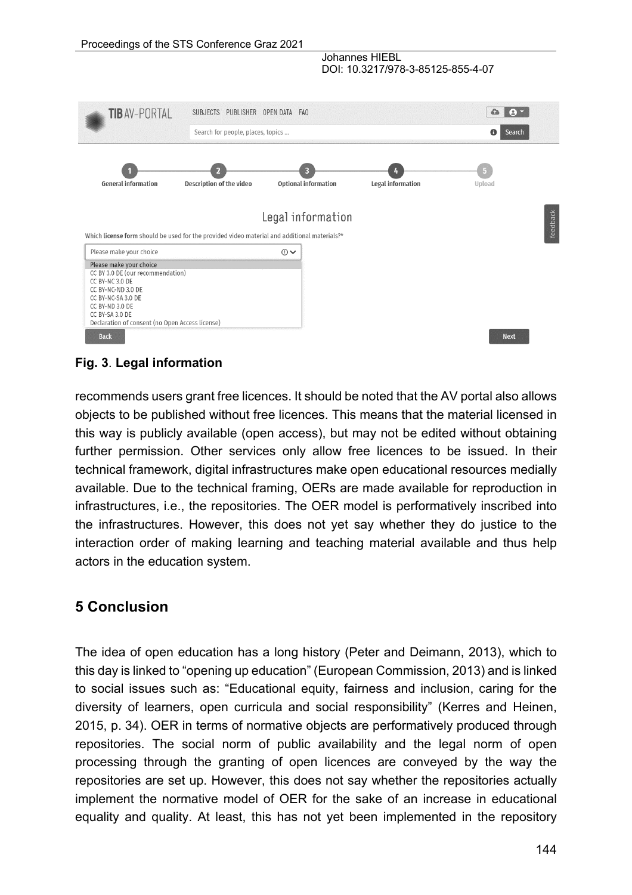**Fig. 3**. **Legal information**

recommends users grant free licences. It should be noted that the AV portal also allows objects to be published without free licences. This means that the material licensed in this way is publicly available (open access), but may not be edited without obtaining further permission. Other services only allow free licences to be issued. In their technical framework, digital infrastructures make open educational resources medially available. Due to the technical framing, OERs are made available for reproduction in infrastructures, i.e., the repositories. The OER model is performatively inscribed into the infrastructures. However, this does not yet say whether they do justice to the interaction order of making learning and teaching material available and thus help actors in the education system.

## 5 Conclusion

The idea of open education has a long history (Peter and Deimann, 2013), which to this day is linked to "opening up education" (European Commission, 2013) and is linked to social issues such as: "Educational equity, fairness and inclusion, caring for the diversity of learners, open curricula and social responsibility" (Kerres and Heinen, 2015, p. 34). OER in terms of normative objects are performatively produced through repositories. The social norm of public availability and the legal norm of open processing through the granting of open licences are conveyed by the way the repositories are set up. However, this does not say whether the repositories actually implement the normative model of OER for the sake of an increase in educational equality and quality. At least, this has not yet been implemented in the repository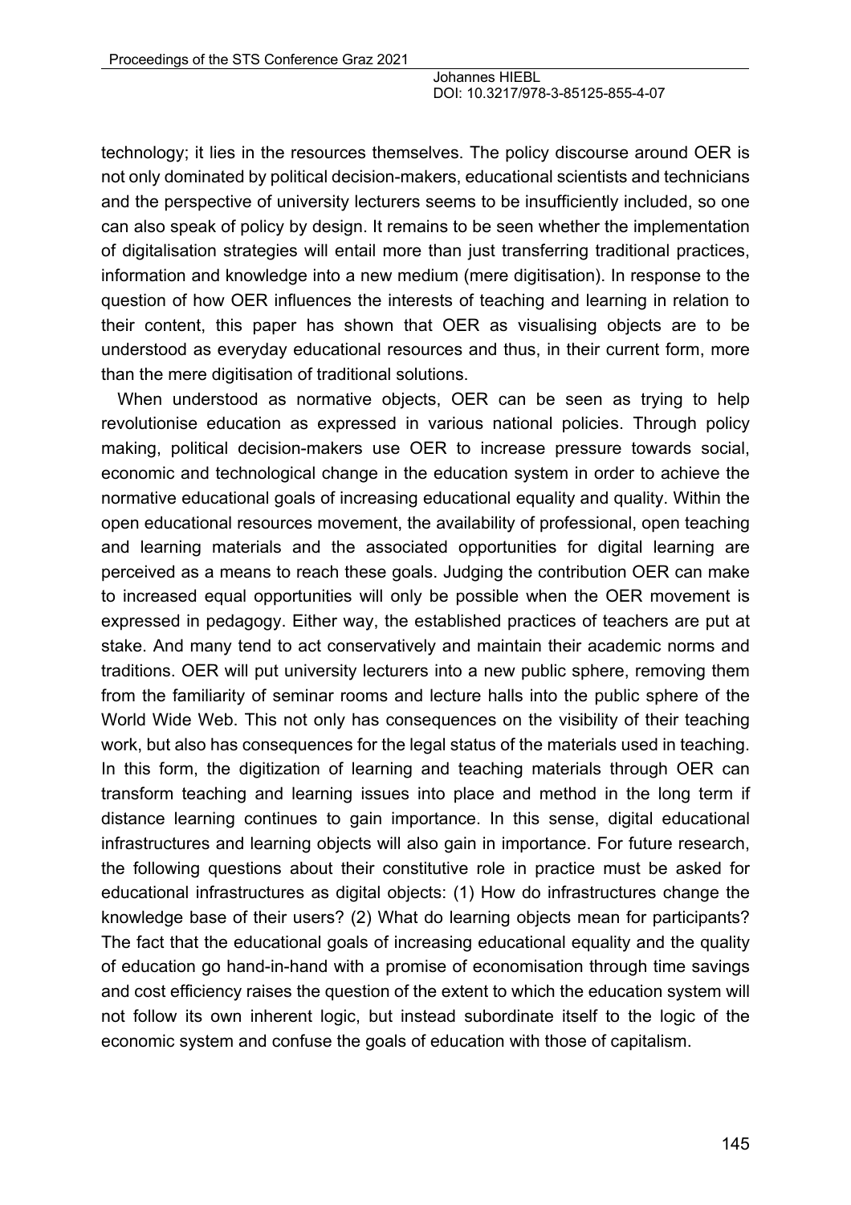technology; it lies in the resources themselves. The policy discourse around OER is not only dominated by political decision-makers, educational scientists and technicians and the perspective of university lecturers seems to be insufficiently included, so one can also speak of policy by design. It remains to be seen whether the implementation of digitalisation strategies will entail more than just transferring traditional practices, information and knowledge into a new medium (mere digitisation). In response to the question of how OER influences the interests of teaching and learning in relation to their content, this paper has shown that OER as visualising objects are to be understood as everyday educational resources and thus, in their current form, more than the mere digitisation of traditional solutions.

When understood as normative objects, OER can be seen as trying to help revolutionise education as expressed in various national policies. Through policy making, political decision-makers use OER to increase pressure towards social, economic and technological change in the education system in order to achieve the normative educational goals of increasing educational equality and quality. Within the open educational resources movement, the availability of professional, open teaching and learning materials and the associated opportunities for digital learning are perceived as a means to reach these goals. Judging the contribution OER can make to increased equal opportunities will only be possible when the OER movement is expressed in pedagogy. Either way, the established practices of teachers are put at stake. And many tend to act conservatively and maintain their academic norms and traditions. OER will put university lecturers into a new public sphere, removing them from the familiarity of seminar rooms and lecture halls into the public sphere of the World Wide Web. This not only has consequences on the visibility of their teaching work, but also has consequences for the legal status of the materials used in teaching. In this form, the digitization of learning and teaching materials through OER can transform teaching and learning issues into place and method in the long term if distance learning continues to gain importance. In this sense, digital educational infrastructures and learning objects will also gain in importance. For future research, the following questions about their constitutive role in practice must be asked for educational infrastructures as digital objects: (1) How do infrastructures change the knowledge base of their users? (2) What do learning objects mean for participants? The fact that the educational goals of increasing educational equality and the quality of education go hand-in-hand with a promise of economisation through time savings and cost efficiency raises the question of the extent to which the education system will not follow its own inherent logic, but instead subordinate itself to the logic of the economic system and confuse the goals of education with those of capitalism.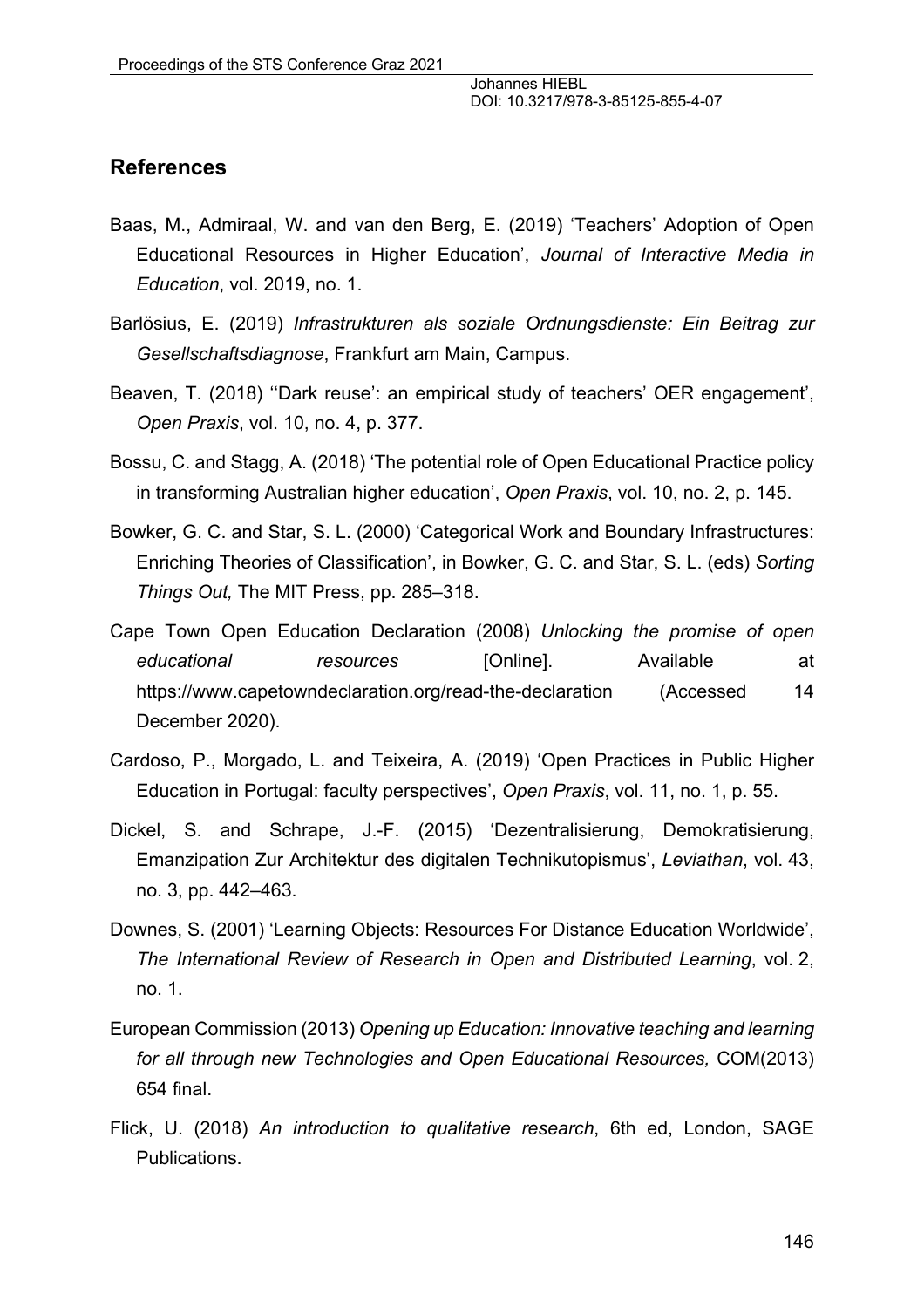## References

Baas, M., Admiraal, W. and van den Berg, E. (2019) 'Teachers' Adoption of Open Educational Resources in Higher Education', *Journal of Interactive Media in Education*, vol. 2019, no. 1.

Barlösius, E. (2019) *Infrastrukturen als soziale Ordnungsdienste: Ein Beitrag zur Gesellschaftsdiagnose*, Frankfurt am Main, Campus.

Beaven, T. (2018) ''Dark reuse': an empirical study of teachers' OER engagement', *Open Praxis*, vol. 10, no. 4, p. 377.

Bossu, C. and Stagg, A. (2018) 'The potential role of Open Educational Practice policy in transforming Australian higher education', *Open Praxis*, vol. 10, no. 2, p. 145.

Bowker, G. C. and Star, S. L. (2000) 'Categorical Work and Boundary Infrastructures: Enriching Theories of Classification', in Bowker, G. C. and Star, S. L. (eds) *Sorting Things Out,* The MIT Press, pp. 285–318.

Cape Town Open Education Declaration (2008) *Unlocking the promise of open educational resources* [Online]. Available at https://www.capetowndeclaration.org/read-the-declaration (Accessed 14 December 2020).

Cardoso, P., Morgado, L. and Teixeira, A. (2019) 'Open Practices in Public Higher Education in Portugal: faculty perspectives', *Open Praxis*, vol. 11, no. 1, p. 55.

Dickel, S. and Schrape, J.-F. (2015) 'Dezentralisierung, Demokratisierung, Emanzipation Zur Architektur des digitalen Technikutopismus', *Leviathan*, vol. 43, no. 3, pp. 442–463.

Downes, S. (2001) 'Learning Objects: Resources For Distance Education Worldwide', *The International Review of Research in Open and Distributed Learning*, vol. 2, no. 1.

European Commission (2013) *Opening up Education: Innovative teaching and learning for all through new Technologies and Open Educational Resources,* COM(2013) 654 final.

Flick, U. (2018) *An introduction to qualitative research*, 6th ed, London, SAGE Publications.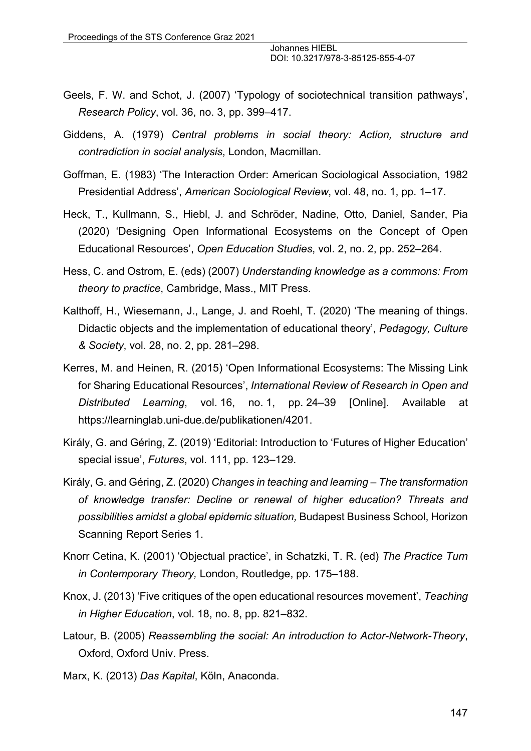Geels, F. W. and Schot, J. (2007) 'Typology of sociotechnical transition pathways', *Research Policy*, vol. 36, no. 3, pp. 399–417.

Giddens, A. (1979) *Central problems in social theory: Action, structure and contradiction in social analysis*, London, Macmillan.

Goffman, E. (1983) 'The Interaction Order: American Sociological Association, 1982 Presidential Address', *American Sociological Review*, vol. 48, no. 1, pp. 1–17.

Heck, T., Kullmann, S., Hiebl, J. and Schröder, Nadine, Otto, Daniel, Sander, Pia (2020) 'Designing Open Informational Ecosystems on the Concept of Open Educational Resources', *Open Education Studies*, vol. 2, no. 2, pp. 252–264.

Hess, C. and Ostrom, E. (eds) (2007) *Understanding knowledge as a commons: From theory to practice*, Cambridge, Mass., MIT Press.

Kalthoff, H., Wiesemann, J., Lange, J. and Roehl, T. (2020) 'The meaning of things. Didactic objects and the implementation of educational theory', *Pedagogy, Culture & Society*, vol. 28, no. 2, pp. 281–298.

Kerres, M. and Heinen, R. (2015) 'Open Informational Ecosystems: The Missing Link for Sharing Educational Resources', *International Review of Research in Open and Distributed Learning*, vol. 16, no. 1, pp. 24–39 [Online]. Available at https://learninglab.uni-due.de/publikationen/4201.

Király, G. and Géring, Z. (2019) 'Editorial: Introduction to 'Futures of Higher Education' special issue', *Futures*, vol. 111, pp. 123–129.

Király, G. and Géring, Z. (2020) *Changes in teaching and learning – The transformation of knowledge transfer: Decline or renewal of higher education? Threats and possibilities amidst a global epidemic situation,* Budapest Business School, Horizon Scanning Report Series 1.

Knorr Cetina, K. (2001) 'Objectual practice', in Schatzki, T. R. (ed) *The Practice Turn in Contemporary Theory,* London, Routledge, pp. 175–188.

Knox, J. (2013) 'Five critiques of the open educational resources movement', *Teaching in Higher Education*, vol. 18, no. 8, pp. 821–832.

Latour, B. (2005) *Reassembling the social: An introduction to Actor-Network-Theory*, Oxford, Oxford Univ. Press.

Marx, K. (2013) *Das Kapital*, Köln, Anaconda.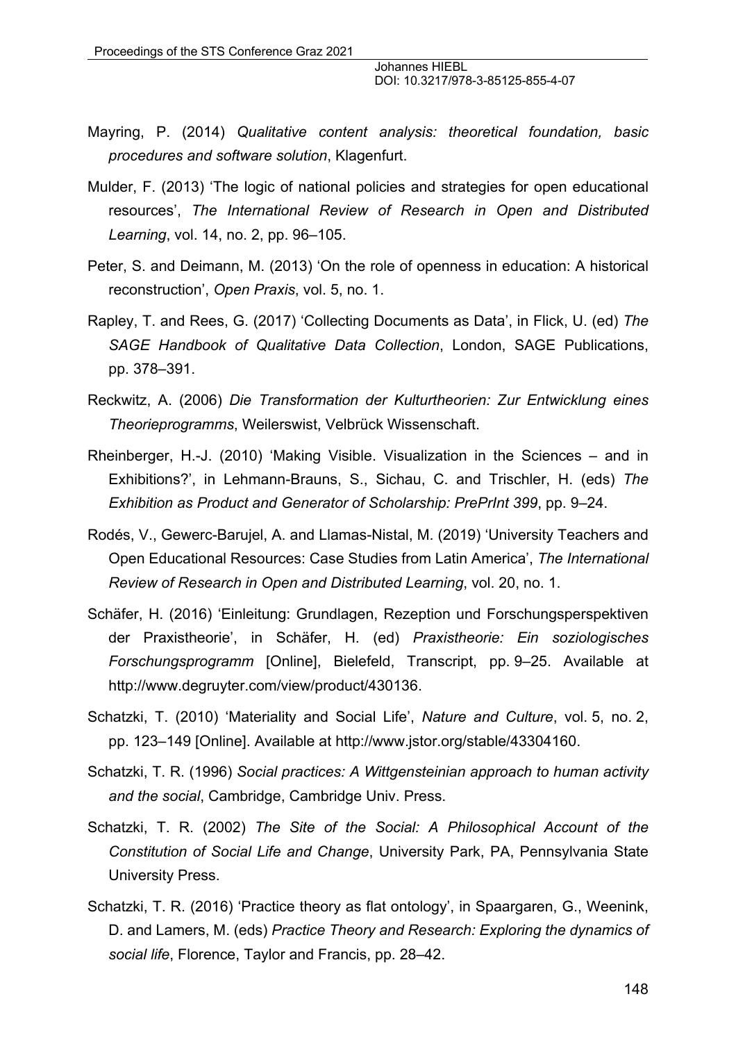Mayring, P. (2014) *Qualitative content analysis: theoretical foundation, basic procedures and software solution*, Klagenfurt.

Mulder, F. (2013) 'The logic of national policies and strategies for open educational resources', *The International Review of Research in Open and Distributed Learning*, vol. 14, no. 2, pp. 96–105.

Peter, S. and Deimann, M. (2013) 'On the role of openness in education: A historical reconstruction', *Open Praxis*, vol. 5, no. 1.

Rapley, T. and Rees, G. (2017) 'Collecting Documents as Data', in Flick, U. (ed) *The SAGE Handbook of Qualitative Data Collection*, London, SAGE Publications, pp. 378–391.

Reckwitz, A. (2006) *Die Transformation der Kulturtheorien: Zur Entwicklung eines Theorieprogramms*, Weilerswist, Velbrück Wissenschaft.

Rheinberger, H.-J. (2010) 'Making Visible. Visualization in the Sciences – and in Exhibitions?', in Lehmann-Brauns, S., Sichau, C. and Trischler, H. (eds) *The Exhibition as Product and Generator of Scholarship: PrePrInt 399*, pp. 9–24.

Rodés, V., Gewerc-Barujel, A. and Llamas-Nistal, M. (2019) 'University Teachers and Open Educational Resources: Case Studies from Latin America', *The International Review of Research in Open and Distributed Learning*, vol. 20, no. 1.

Schäfer, H. (2016) 'Einleitung: Grundlagen, Rezeption und Forschungsperspektiven der Praxistheorie', in Schäfer, H. (ed) *Praxistheorie: Ein soziologisches Forschungsprogramm* [Online], Bielefeld, Transcript, pp. 9–25. Available at http://www.degruyter.com/view/product/430136.

Schatzki, T. (2010) 'Materiality and Social Life', *Nature and Culture*, vol. 5, no. 2, pp. 123–149 [Online]. Available at http://www.jstor.org/stable/43304160.

Schatzki, T. R. (1996) *Social practices: A Wittgensteinian approach to human activity and the social*, Cambridge, Cambridge Univ. Press.

Schatzki, T. R. (2002) *The Site of the Social: A Philosophical Account of the Constitution of Social Life and Change*, University Park, PA, Pennsylvania State University Press.

Schatzki, T. R. (2016) 'Practice theory as flat ontology', in Spaargaren, G., Weenink, D. and Lamers, M. (eds) *Practice Theory and Research: Exploring the dynamics of social life*, Florence, Taylor and Francis, pp. 28–42.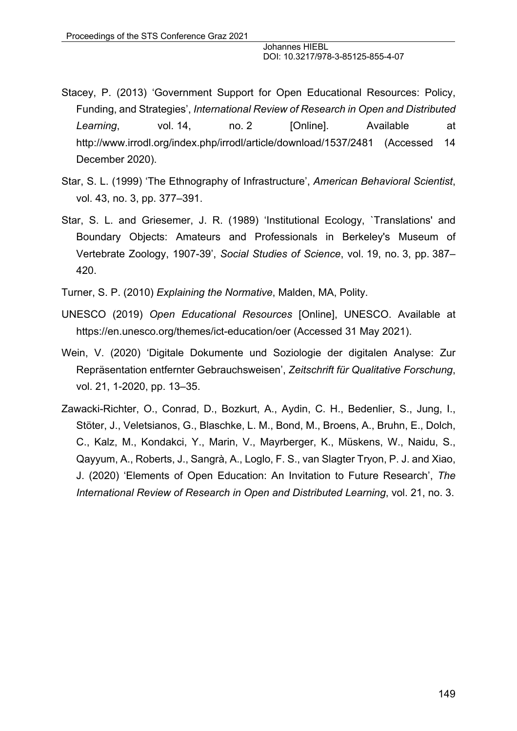Stacey, P. (2013) 'Government Support for Open Educational Resources: Policy, Funding, and Strategies', *International Review of Research in Open and Distributed Learning*, vol. 14, no. 2 [Online]. Available at http://www.irrodl.org/index.php/irrodl/article/download/1537/2481 (Accessed 14 December 2020).

Star, S. L. (1999) 'The Ethnography of Infrastructure', *American Behavioral Scientist*, vol. 43, no. 3, pp. 377–391.

Star, S. L. and Griesemer, J. R. (1989) 'Institutional Ecology, `Translations' and Boundary Objects: Amateurs and Professionals in Berkeley's Museum of Vertebrate Zoology, 1907-39', *Social Studies of Science*, vol. 19, no. 3, pp. 387–420.

Turner, S. P. (2010) *Explaining the Normative*, Malden, MA, Polity.

UNESCO (2019) *Open Educational Resources* [Online], UNESCO. Available at https://en.unesco.org/themes/ict-education/oer (Accessed 31 May 2021).

Wein, V. (2020) 'Digitale Dokumente und Soziologie der digitalen Analyse: Zur Repräsentation entfernter Gebrauchsweisen', *Zeitschrift für Qualitative Forschung*, vol. 21, 1-2020, pp. 13–35.

Zawacki-Richter, O., Conrad, D., Bozkurt, A., Aydin, C. H., Bedenlier, S., Jung, I., Stöter, J., Veletsianos, G., Blaschke, L. M., Bond, M., Broens, A., Bruhn, E., Dolch, C., Kalz, M., Kondakci, Y., Marin, V., Mayrberger, K., Müskens, W., Naidu, S., Qayyum, A., Roberts, J., Sangrà, A., Loglo, F. S., van Slagter Tryon, P. J. and Xiao, J. (2020) 'Elements of Open Education: An Invitation to Future Research', *The International Review of Research in Open and Distributed Learning*, vol. 21, no. 3.